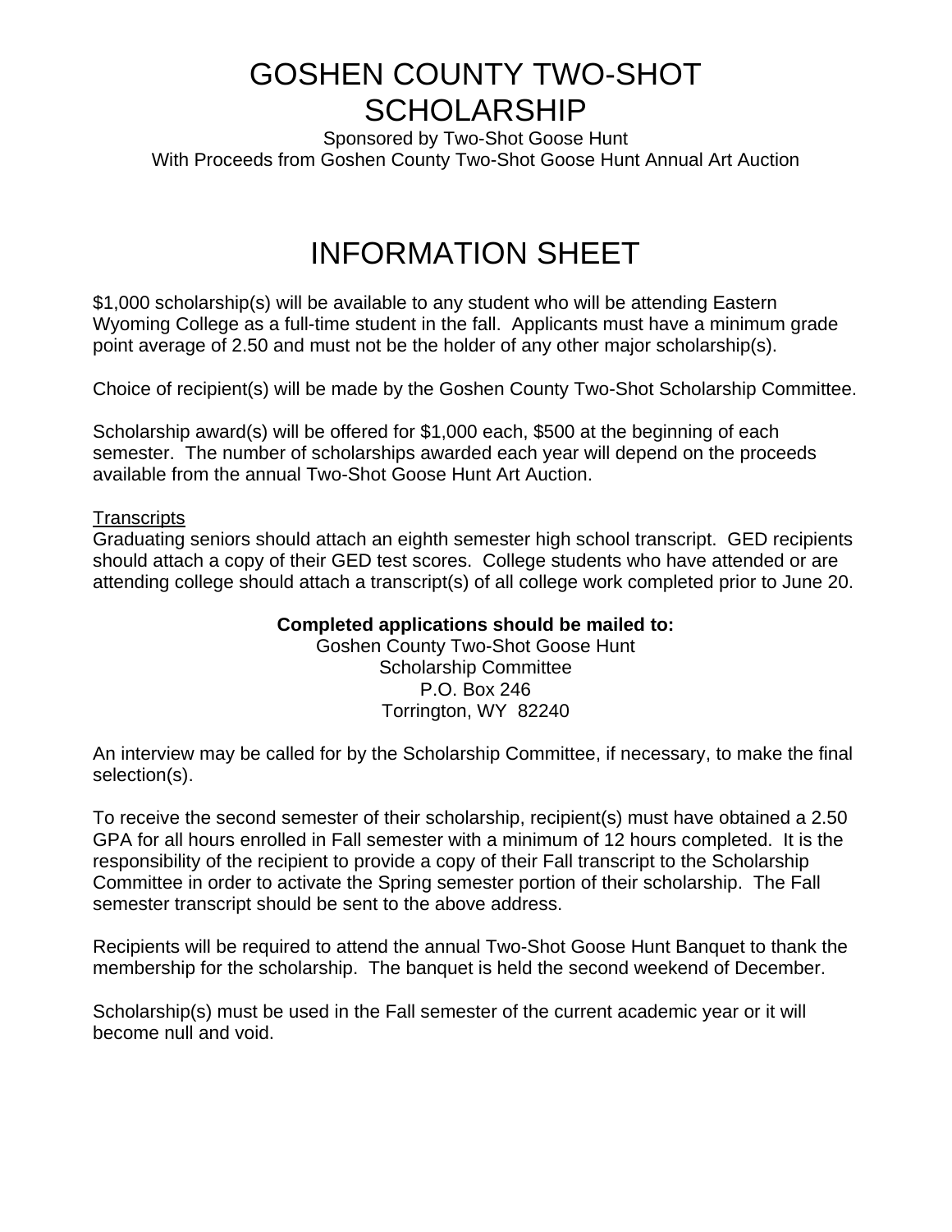# GOSHEN COUNTY TWO-SHOT SCHOLARSHIP

Sponsored by Two-Shot Goose Hunt
With Proceeds from Goshen County Two-Shot Goose Hunt Annual Art Auction

## INFORMATION SHEET

$1,000 scholarship(s) will be available to any student who will be attending Eastern Wyoming College as a full-time student in the fall. Applicants must have a minimum grade point average of 2.50 and must not be the holder of any other major scholarship(s).

Choice of recipient(s) will be made by the Goshen County Two-Shot Scholarship Committee.

Scholarship award(s) will be offered for $1,000 each, $500 at the beginning of each semester. The number of scholarships awarded each year will depend on the proceeds available from the annual Two-Shot Goose Hunt Art Auction.

<u>Transcripts</u>
Graduating seniors should attach an eighth semester high school transcript. GED recipients should attach a copy of their GED test scores. College students who have attended or are attending college should attach a transcript(s) of all college work completed prior to June 20.

**Completed applications should be mailed to:**
Goshen County Two-Shot Goose Hunt
Scholarship Committee
P.O. Box 246
Torrington, WY 82240

An interview may be called for by the Scholarship Committee, if necessary, to make the final selection(s).

To receive the second semester of their scholarship, recipient(s) must have obtained a 2.50 GPA for all hours enrolled in Fall semester with a minimum of 12 hours completed. It is the responsibility of the recipient to provide a copy of their Fall transcript to the Scholarship Committee in order to activate the Spring semester portion of their scholarship. The Fall semester transcript should be sent to the above address.

Recipients will be required to attend the annual Two-Shot Goose Hunt Banquet to thank the membership for the scholarship. The banquet is held the second weekend of December.

Scholarship(s) must be used in the Fall semester of the current academic year or it will become null and void.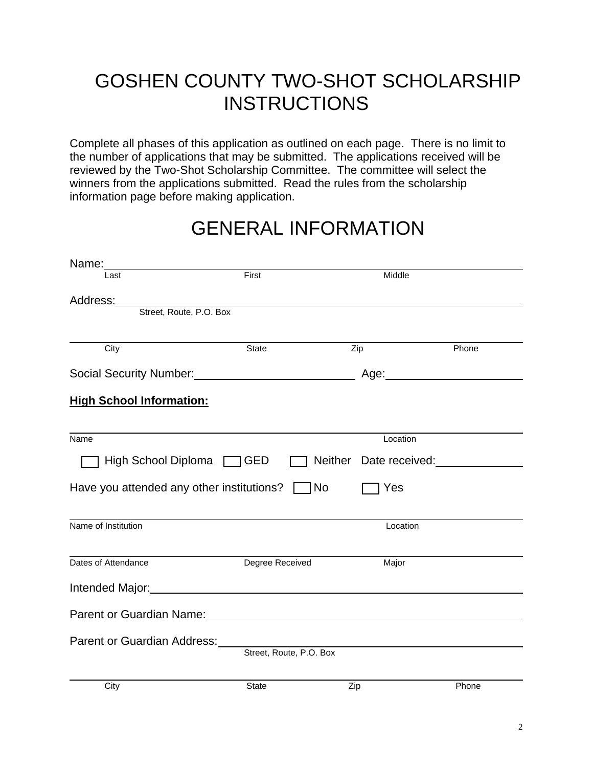# GOSHEN COUNTY TWO-SHOT SCHOLARSHIP INSTRUCTIONS

Complete all phases of this application as outlined on each page. There is no limit to the number of applications that may be submitted. The applications received will be reviewed by the Two-Shot Scholarship Committee. The committee will select the winners from the applications submitted. Read the rules from the scholarship information page before making application.

# GENERAL INFORMATION

Name: ______________________________________________________________
Last First Middle

Address: ____________________________________________________________
Street, Route, P.O. Box

____________________________________________________________________
City State Zip Phone

Social Security Number: ________________________ Age: ____________________

**High School Information:**

____________________________________________________________________
Name Location

☐ High School Diploma ☐ GED ☐ Neither Date received: ______________

Have you attended any other institutions? ☐ No ☐ Yes

____________________________________________________________________
Name of Institution Location

____________________________________________________________________
Dates of Attendance Degree Received Major

Intended Major: _______________________________________________________

Parent or Guardian Name: _______________________________________________

Parent or Guardian Address: _____________________________________________
Street, Route, P.O. Box

____________________________________________________________________
City State Zip Phone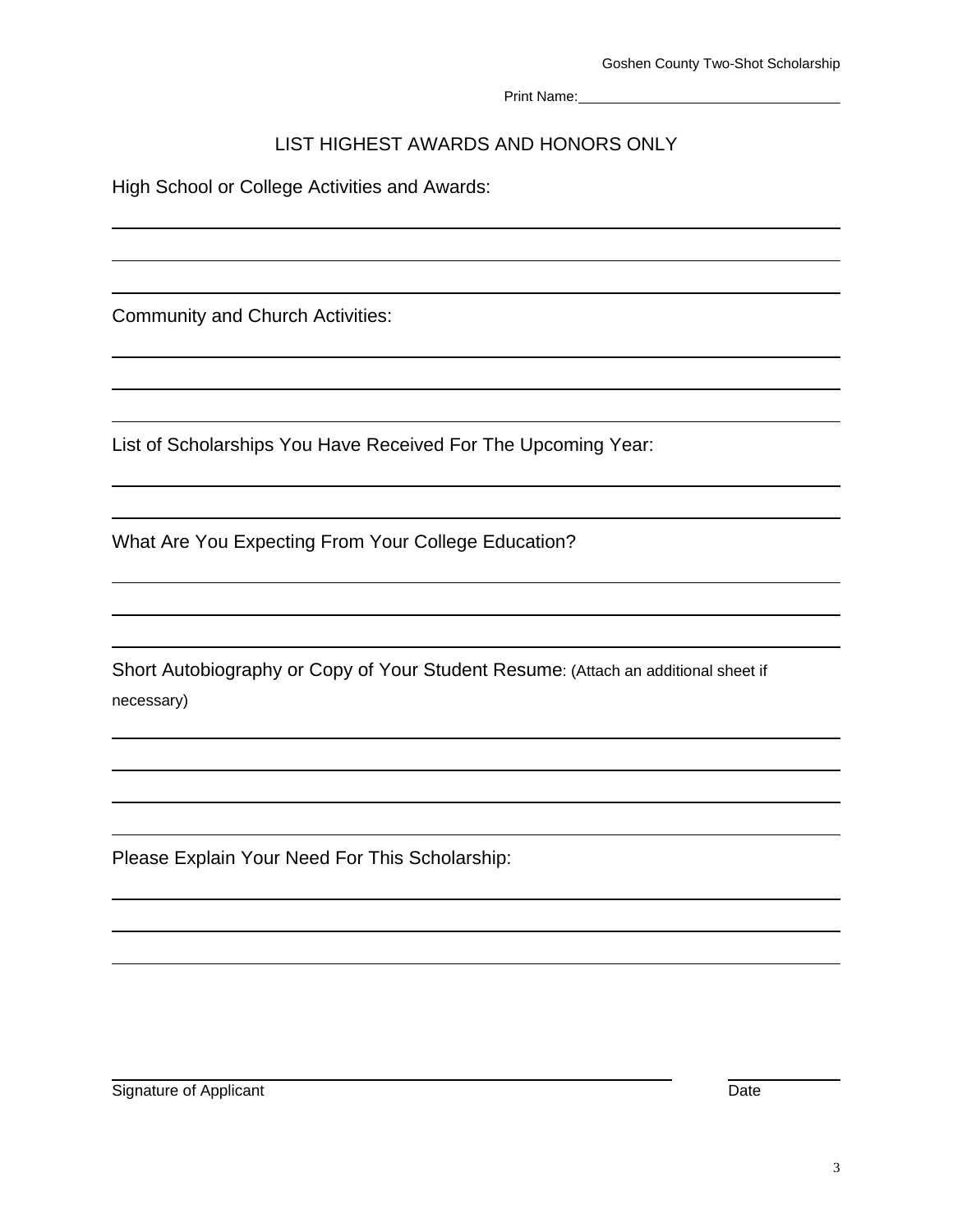Print Name: ______________________________

## LIST HIGHEST AWARDS AND HONORS ONLY

High School or College Activities and Awards:

______________________________________________________________________

______________________________________________________________________

______________________________________________________________________

Community and Church Activities:

______________________________________________________________________

______________________________________________________________________

______________________________________________________________________

List of Scholarships You Have Received For The Upcoming Year:

______________________________________________________________________

______________________________________________________________________

What Are You Expecting From Your College Education?

______________________________________________________________________

______________________________________________________________________

______________________________________________________________________

Short Autobiography or Copy of Your Student Resume: (Attach an additional sheet if necessary)

______________________________________________________________________

______________________________________________________________________

______________________________________________________________________

______________________________________________________________________

Please Explain Your Need For This Scholarship:

______________________________________________________________________

______________________________________________________________________

______________________________________________________________________

______________________________________________ ______________

Signature of Applicant Date